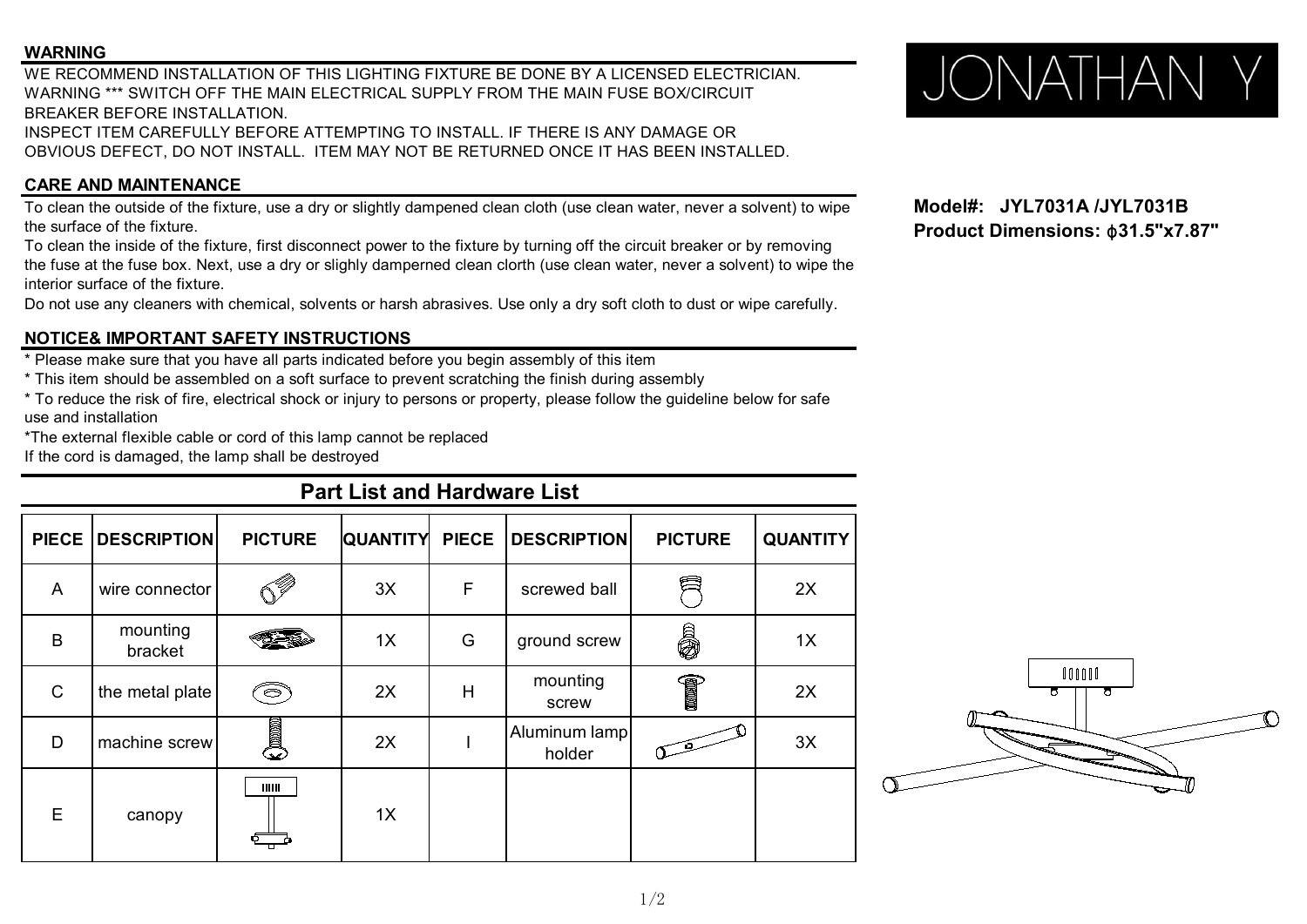## WARNING

WE RECOMMEND INSTALLATION OF THIS LIGHTING FIXTURE BE DONE BY A LICENSED ELECTRICIAN.
WARNING *** SWITCH OFF THE MAIN ELECTRICAL SUPPLY FROM THE MAIN FUSE BOX/CIRCUIT BREAKER BEFORE INSTALLATION.
INSPECT ITEM CAREFULLY BEFORE ATTEMPTING TO INSTALL. IF THERE IS ANY DAMAGE OR OBVIOUS DEFECT, DO NOT INSTALL. ITEM MAY NOT BE RETURNED ONCE IT HAS BEEN INSTALLED.

JONATHAN Y

**Model#: JYL7031A /JYL7031B**
**Product Dimensions: ϕ31.5"x7.87"**

## CARE AND MAINTENANCE

To clean the outside of the fixture, use a dry or slightly dampened clean cloth (use clean water, never a solvent) to wipe the surface of the fixture.
To clean the inside of the fixture, first disconnect power to the fixture by turning off the circuit breaker or by removing the fuse at the fuse box. Next, use a dry or slighly damperned clean clorth (use clean water, never a solvent) to wipe the interior surface of the fixture.
Do not use any cleaners with chemical, solvents or harsh abrasives. Use only a dry soft cloth to dust or wipe carefully.

## NOTICE& IMPORTANT SAFETY INSTRUCTIONS

* Please make sure that you have all parts indicated before you begin assembly of this item
* This item should be assembled on a soft surface to prevent scratching the finish during assembly
* To reduce the risk of fire, electrical shock or injury to persons or property, please follow the guideline below for safe use and installation
*The external flexible cable or cord of this lamp cannot be replaced
If the cord is damaged, the lamp shall be destroyed

## Part List and Hardware List

| PIECE | DESCRIPTION | PICTURE | QUANTITY | PIECE | DESCRIPTION | PICTURE | QUANTITY |
|---|---|---|---|---|---|---|---|
| A | wire connector | | 3X | F | screwed ball | | 2X |
| B | mounting bracket | | 1X | G | ground screw | | 1X |
| C | the metal plate | | 2X | H | mounting screw | | 2X |
| D | machine screw | | 2X | I | Aluminum lamp holder | | 3X |
| E | canopy | | 1X | | | | |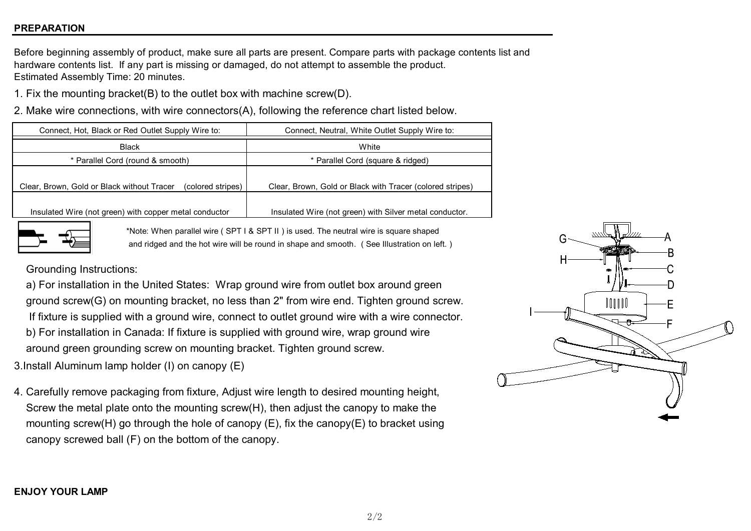**PREPARATION**

Before beginning assembly of product, make sure all parts are present. Compare parts with package contents list and hardware contents list. If any part is missing or damaged, do not attempt to assemble the product.
Estimated Assembly Time: 20 minutes.

1. Fix the mounting bracket(B) to the outlet box with machine screw(D).
2. Make wire connections, with wire connectors(A), following the reference chart listed below.

| Connect, Hot, Black or Red Outlet Supply Wire to: | Connect, Neutral, White Outlet Supply Wire to: |
|---|---|
| Black | White |
| * Parallel Cord (round & smooth) | * Parallel Cord (square & ridged) |
| Clear, Brown, Gold or Black without Tracer (colored stripes) | Clear, Brown, Gold or Black with Tracer (colored stripes) |
| Insulated Wire (not green) with copper metal conductor | Insulated Wire (not green) with Silver metal conductor. |

*Note: When parallel wire ( SPT I & SPT II ) is used. The neutral wire is square shaped and ridged and the hot wire will be round in shape and smooth. ( See Illustration on left. )

Grounding Instructions:

a) For installation in the United States: Wrap ground wire from outlet box around green ground screw(G) on mounting bracket, no less than 2" from wire end. Tighten ground screw. If fixture is supplied with a ground wire, connect to outlet ground wire with a wire connector.

b) For installation in Canada: If fixture is supplied with ground wire, wrap ground wire around green grounding screw on mounting bracket. Tighten ground screw.

3. Install Aluminum lamp holder (I) on canopy (E)

4. Carefully remove packaging from fixture, Adjust wire length to desired mounting height, Screw the metal plate onto the mounting screw(H), then adjust the canopy to make the mounting screw(H) go through the hole of canopy (E), fix the canopy(E) to bracket using canopy screwed ball (F) on the bottom of the canopy.

G
H
I
A
B
C
D
E
F

**ENJOY YOUR LAMP**